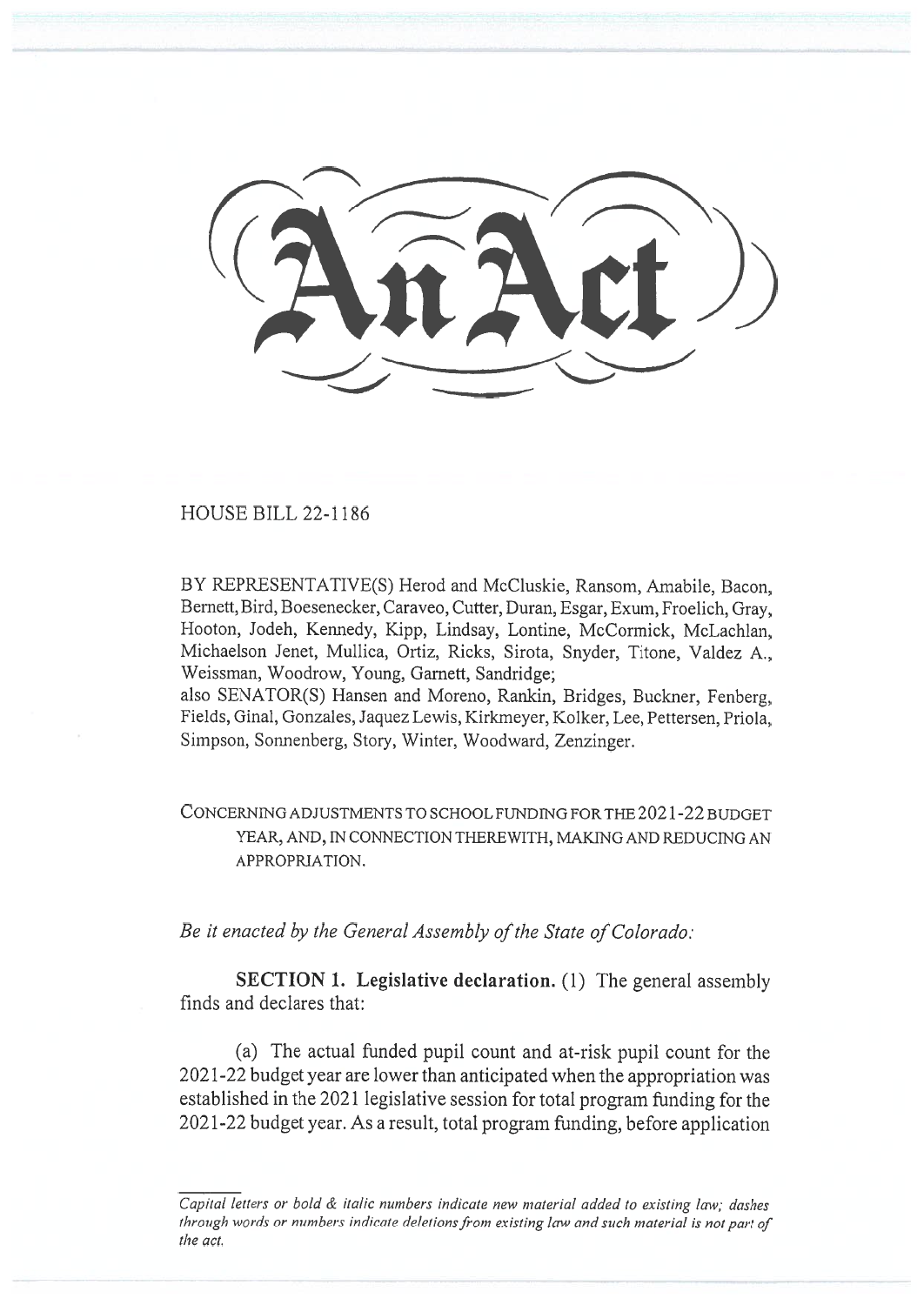# An Act

HOUSE BILL 22-1186

BY REPRESENTATIVE(S) Herod and McCluskie, Ransom, Amabile, Bacon, Bernett, Bird, Boesenecker, Caraveo, Cutter, Duran, Esgar, Exum, Froelich, Gray, Hooton, Jodeh, Kennedy, Kipp, Lindsay, Lontine, McCormick, McLachlan, Michaelson Jenet, Mullica, Ortiz, Ricks, Sirota, Snyder, Titone, Valdez A., Weissman, Woodrow, Young, Garnett, Sandridge;
also SENATOR(S) Hansen and Moreno, Rankin, Bridges, Buckner, Fenberg, Fields, Ginal, Gonzales, Jaquez Lewis, Kirkmeyer, Kolker, Lee, Pettersen, Priola, Simpson, Sonnenberg, Story, Winter, Woodward, Zenzinger.

CONCERNING ADJUSTMENTS TO SCHOOL FUNDING FOR THE 2021-22 BUDGET YEAR, AND, IN CONNECTION THEREWITH, MAKING AND REDUCING AN APPROPRIATION.

*Be it enacted by the General Assembly of the State of Colorado:*

**SECTION 1. Legislative declaration.** (1) The general assembly finds and declares that:

(a) The actual funded pupil count and at-risk pupil count for the 2021-22 budget year are lower than anticipated when the appropriation was established in the 2021 legislative session for total program funding for the 2021-22 budget year. As a result, total program funding, before application

*Capital letters or bold & italic numbers indicate new material added to existing law; dashes through words or numbers indicate deletions from existing law and such material is not part of the act.*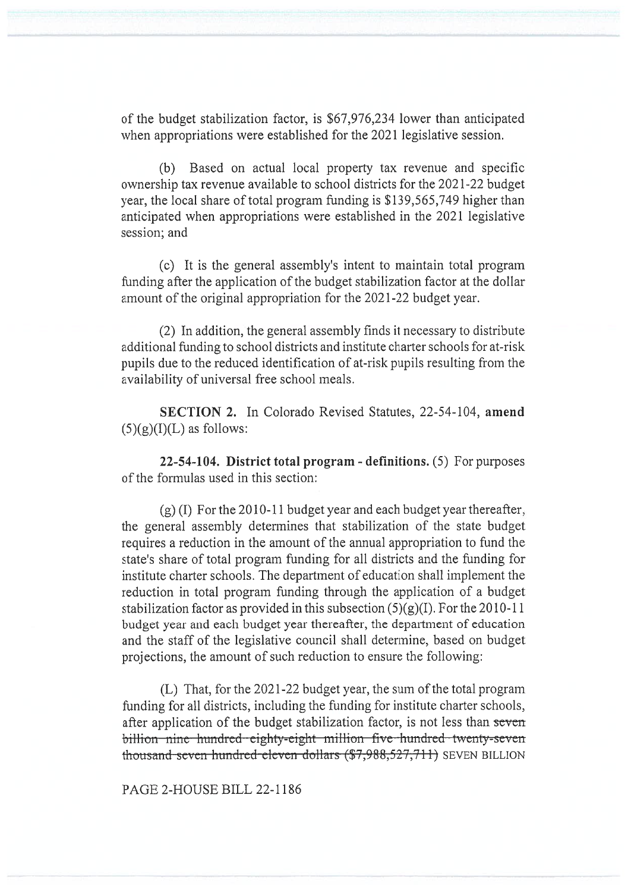of the budget stabilization factor, is $67,976,234 lower than anticipated when appropriations were established for the 2021 legislative session.

(b) Based on actual local property tax revenue and specific ownership tax revenue available to school districts for the 2021-22 budget year, the local share of total program funding is $139,565,749 higher than anticipated when appropriations were established in the 2021 legislative session; and

(c) It is the general assembly's intent to maintain total program funding after the application of the budget stabilization factor at the dollar amount of the original appropriation for the 2021-22 budget year.

(2) In addition, the general assembly finds it necessary to distribute additional funding to school districts and institute charter schools for at-risk pupils due to the reduced identification of at-risk pupils resulting from the availability of universal free school meals.

**SECTION 2.** In Colorado Revised Statutes, 22-54-104, **amend** (5)(g)(I)(L) as follows:

**22-54-104. District total program - definitions.** (5) For purposes of the formulas used in this section:

(g) (I) For the 2010-11 budget year and each budget year thereafter, the general assembly determines that stabilization of the state budget requires a reduction in the amount of the annual appropriation to fund the state's share of total program funding for all districts and the funding for institute charter schools. The department of education shall implement the reduction in total program funding through the application of a budget stabilization factor as provided in this subsection (5)(g)(I). For the 2010-11 budget year and each budget year thereafter, the department of education and the staff of the legislative council shall determine, based on budget projections, the amount of such reduction to ensure the following:

(L) That, for the 2021-22 budget year, the sum of the total program funding for all districts, including the funding for institute charter schools, after application of the budget stabilization factor, is not less than ~~seven billion nine hundred eighty-eight million five hundred twenty-seven thousand seven hundred eleven dollars ($7,988,527,711)~~ SEVEN BILLION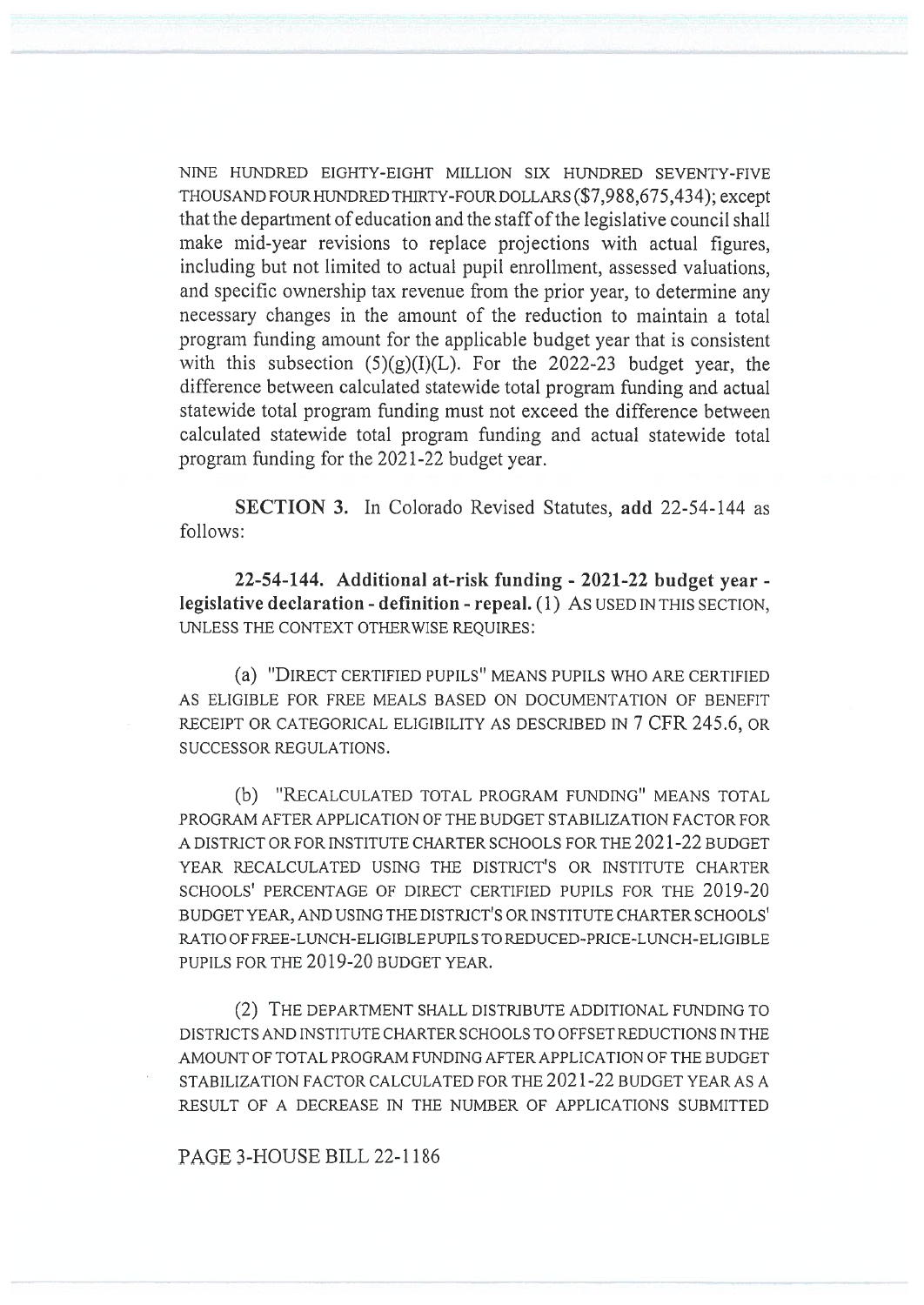NINE HUNDRED EIGHTY-EIGHT MILLION SIX HUNDRED SEVENTY-FIVE THOUSAND FOUR HUNDRED THIRTY-FOUR DOLLARS ($7,988,675,434); except that the department of education and the staff of the legislative council shall make mid-year revisions to replace projections with actual figures, including but not limited to actual pupil enrollment, assessed valuations, and specific ownership tax revenue from the prior year, to determine any necessary changes in the amount of the reduction to maintain a total program funding amount for the applicable budget year that is consistent with this subsection (5)(g)(I)(L). For the 2022-23 budget year, the difference between calculated statewide total program funding and actual statewide total program funding must not exceed the difference between calculated statewide total program funding and actual statewide total program funding for the 2021-22 budget year.

**SECTION 3.** In Colorado Revised Statutes, **add** 22-54-144 as follows:

**22-54-144. Additional at-risk funding - 2021-22 budget year - legislative declaration - definition - repeal.** (1) AS USED IN THIS SECTION, UNLESS THE CONTEXT OTHERWISE REQUIRES:

(a) "DIRECT CERTIFIED PUPILS" MEANS PUPILS WHO ARE CERTIFIED AS ELIGIBLE FOR FREE MEALS BASED ON DOCUMENTATION OF BENEFIT RECEIPT OR CATEGORICAL ELIGIBILITY AS DESCRIBED IN 7 CFR 245.6, OR SUCCESSOR REGULATIONS.

(b) "RECALCULATED TOTAL PROGRAM FUNDING" MEANS TOTAL PROGRAM AFTER APPLICATION OF THE BUDGET STABILIZATION FACTOR FOR A DISTRICT OR FOR INSTITUTE CHARTER SCHOOLS FOR THE 2021-22 BUDGET YEAR RECALCULATED USING THE DISTRICT'S OR INSTITUTE CHARTER SCHOOLS' PERCENTAGE OF DIRECT CERTIFIED PUPILS FOR THE 2019-20 BUDGET YEAR, AND USING THE DISTRICT'S OR INSTITUTE CHARTER SCHOOLS' RATIO OF FREE-LUNCH-ELIGIBLE PUPILS TO REDUCED-PRICE-LUNCH-ELIGIBLE PUPILS FOR THE 2019-20 BUDGET YEAR.

(2) THE DEPARTMENT SHALL DISTRIBUTE ADDITIONAL FUNDING TO DISTRICTS AND INSTITUTE CHARTER SCHOOLS TO OFFSET REDUCTIONS IN THE AMOUNT OF TOTAL PROGRAM FUNDING AFTER APPLICATION OF THE BUDGET STABILIZATION FACTOR CALCULATED FOR THE 2021-22 BUDGET YEAR AS A RESULT OF A DECREASE IN THE NUMBER OF APPLICATIONS SUBMITTED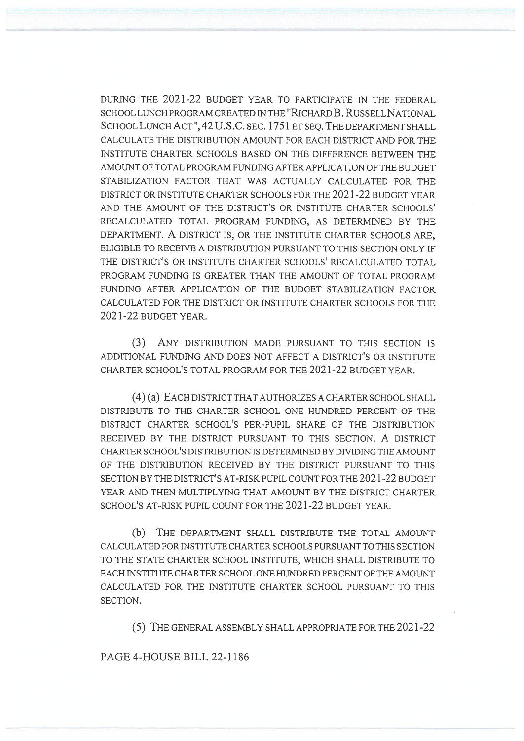DURING THE 2021-22 BUDGET YEAR TO PARTICIPATE IN THE FEDERAL SCHOOL LUNCH PROGRAM CREATED IN THE "RICHARD B. RUSSELL NATIONAL SCHOOL LUNCH ACT", 42 U.S.C. SEC. 1751 ET SEQ. THE DEPARTMENT SHALL CALCULATE THE DISTRIBUTION AMOUNT FOR EACH DISTRICT AND FOR THE INSTITUTE CHARTER SCHOOLS BASED ON THE DIFFERENCE BETWEEN THE AMOUNT OF TOTAL PROGRAM FUNDING AFTER APPLICATION OF THE BUDGET STABILIZATION FACTOR THAT WAS ACTUALLY CALCULATED FOR THE DISTRICT OR INSTITUTE CHARTER SCHOOLS FOR THE 2021-22 BUDGET YEAR AND THE AMOUNT OF THE DISTRICT'S OR INSTITUTE CHARTER SCHOOLS' RECALCULATED TOTAL PROGRAM FUNDING, AS DETERMINED BY THE DEPARTMENT. A DISTRICT IS, OR THE INSTITUTE CHARTER SCHOOLS ARE, ELIGIBLE TO RECEIVE A DISTRIBUTION PURSUANT TO THIS SECTION ONLY IF THE DISTRICT'S OR INSTITUTE CHARTER SCHOOLS' RECALCULATED TOTAL PROGRAM FUNDING IS GREATER THAN THE AMOUNT OF TOTAL PROGRAM FUNDING AFTER APPLICATION OF THE BUDGET STABILIZATION FACTOR CALCULATED FOR THE DISTRICT OR INSTITUTE CHARTER SCHOOLS FOR THE 2021-22 BUDGET YEAR.

(3) ANY DISTRIBUTION MADE PURSUANT TO THIS SECTION IS ADDITIONAL FUNDING AND DOES NOT AFFECT A DISTRICT'S OR INSTITUTE CHARTER SCHOOL'S TOTAL PROGRAM FOR THE 2021-22 BUDGET YEAR.

(4) (a) EACH DISTRICT THAT AUTHORIZES A CHARTER SCHOOL SHALL DISTRIBUTE TO THE CHARTER SCHOOL ONE HUNDRED PERCENT OF THE DISTRICT CHARTER SCHOOL'S PER-PUPIL SHARE OF THE DISTRIBUTION RECEIVED BY THE DISTRICT PURSUANT TO THIS SECTION. A DISTRICT CHARTER SCHOOL'S DISTRIBUTION IS DETERMINED BY DIVIDING THE AMOUNT OF THE DISTRIBUTION RECEIVED BY THE DISTRICT PURSUANT TO THIS SECTION BY THE DISTRICT'S AT-RISK PUPIL COUNT FOR THE 2021-22 BUDGET YEAR AND THEN MULTIPLYING THAT AMOUNT BY THE DISTRICT CHARTER SCHOOL'S AT-RISK PUPIL COUNT FOR THE 2021-22 BUDGET YEAR.

(b) THE DEPARTMENT SHALL DISTRIBUTE THE TOTAL AMOUNT CALCULATED FOR INSTITUTE CHARTER SCHOOLS PURSUANT TO THIS SECTION TO THE STATE CHARTER SCHOOL INSTITUTE, WHICH SHALL DISTRIBUTE TO EACH INSTITUTE CHARTER SCHOOL ONE HUNDRED PERCENT OF THE AMOUNT CALCULATED FOR THE INSTITUTE CHARTER SCHOOL PURSUANT TO THIS SECTION.

(5) THE GENERAL ASSEMBLY SHALL APPROPRIATE FOR THE 2021-22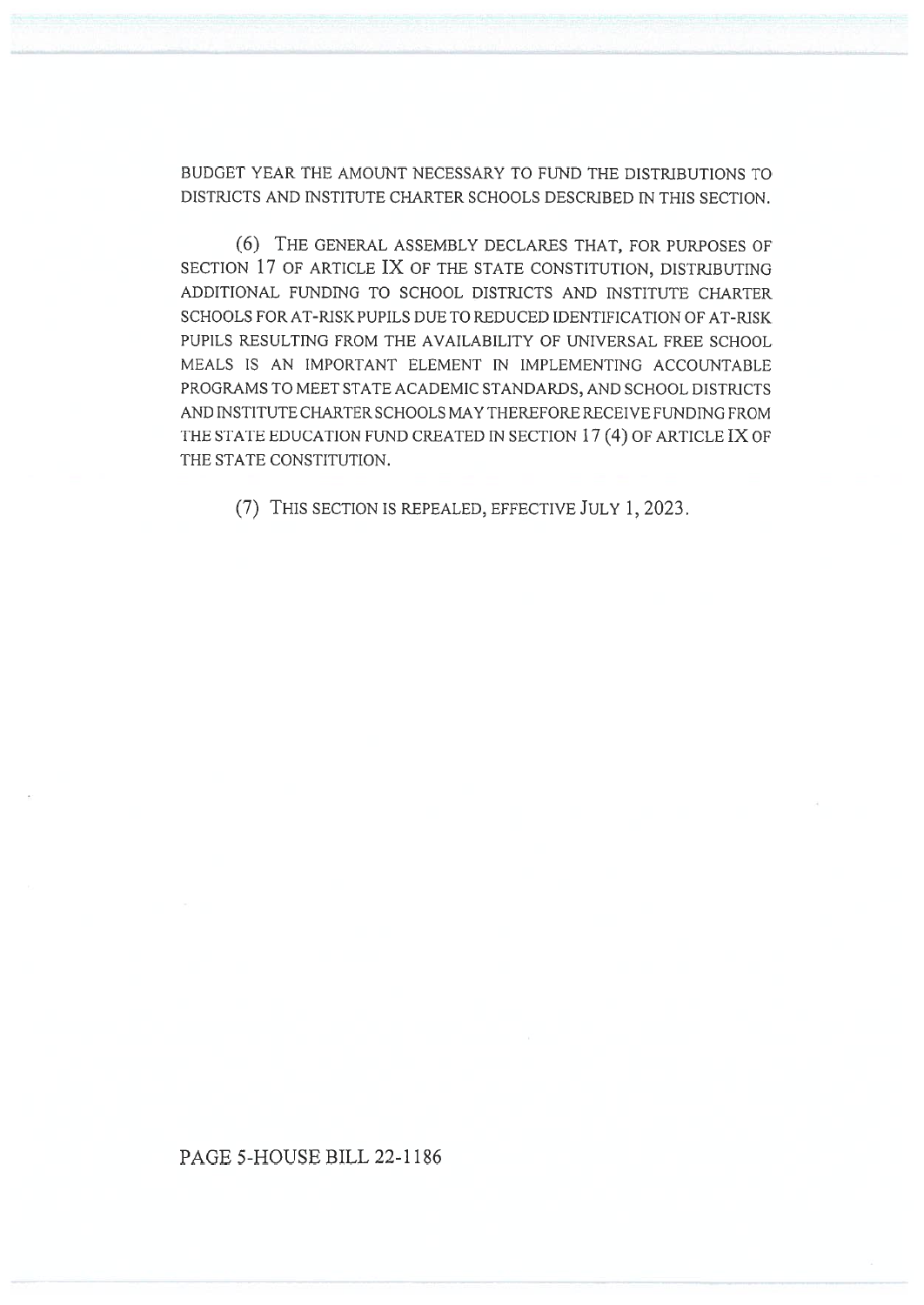BUDGET YEAR THE AMOUNT NECESSARY TO FUND THE DISTRIBUTIONS TO DISTRICTS AND INSTITUTE CHARTER SCHOOLS DESCRIBED IN THIS SECTION.

(6) THE GENERAL ASSEMBLY DECLARES THAT, FOR PURPOSES OF SECTION 17 OF ARTICLE IX OF THE STATE CONSTITUTION, DISTRIBUTING ADDITIONAL FUNDING TO SCHOOL DISTRICTS AND INSTITUTE CHARTER SCHOOLS FOR AT-RISK PUPILS DUE TO REDUCED IDENTIFICATION OF AT-RISK PUPILS RESULTING FROM THE AVAILABILITY OF UNIVERSAL FREE SCHOOL MEALS IS AN IMPORTANT ELEMENT IN IMPLEMENTING ACCOUNTABLE PROGRAMS TO MEET STATE ACADEMIC STANDARDS, AND SCHOOL DISTRICTS AND INSTITUTE CHARTER SCHOOLS MAY THEREFORE RECEIVE FUNDING FROM THE STATE EDUCATION FUND CREATED IN SECTION 17 (4) OF ARTICLE IX OF THE STATE CONSTITUTION.

(7) THIS SECTION IS REPEALED, EFFECTIVE JULY 1, 2023.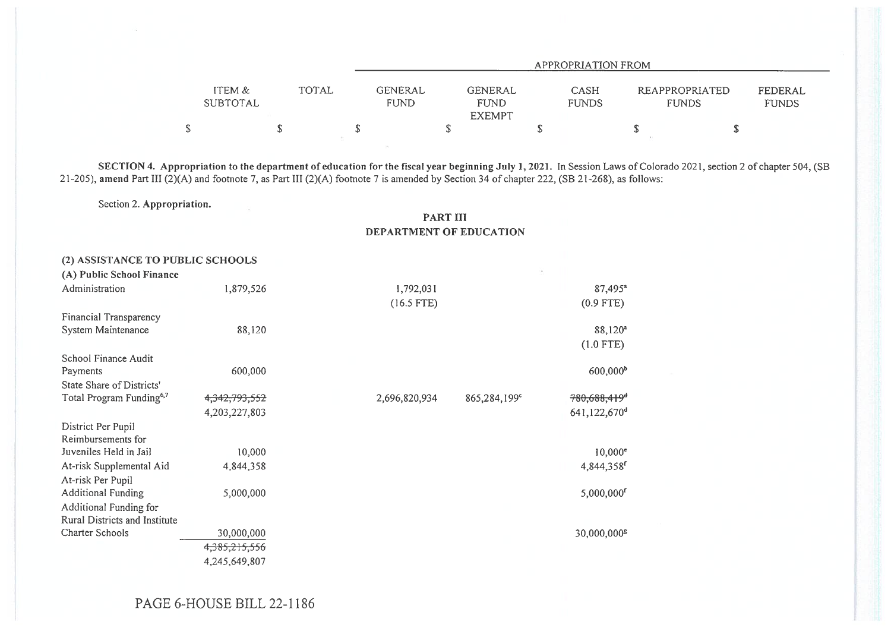| | ITEM & SUBTOTAL | TOTAL | APPROPRIATION FROM | | | | |
|---|---|---|---|---|---|---|---|
| | | | GENERAL FUND | GENERAL FUND EXEMPT | CASH FUNDS | REAPPROPRIATED FUNDS | FEDERAL FUNDS |
| | $ | $ | $ | $ | $ | $ | $ |

**SECTION 4. Appropriation to the department of education for the fiscal year beginning July 1, 2021.** In Session Laws of Colorado 2021, section 2 of chapter 504, (SB 21-205), **amend** Part III (2)(A) and footnote 7, as Part III (2)(A) footnote 7 is amended by Section 34 of chapter 222, (SB 21-268), as follows:

Section 2. **Appropriation.**

## PART III
## DEPARTMENT OF EDUCATION

**(2) ASSISTANCE TO PUBLIC SCHOOLS**

**(A) Public School Finance**

| | ITEM & SUBTOTAL | TOTAL | GENERAL FUND | GENERAL FUND EXEMPT | CASH FUNDS | REAPPROPRIATED FUNDS | FEDERAL FUNDS |
|---|---|---|---|---|---|---|---|
| Administration | 1,879,526 | | 1,792,031<br>(16.5 FTE) | | 87,495[a]<br>(0.9 FTE) | | |
| Financial Transparency System Maintenance | 88,120 | | | | 88,120[a]<br>(1.0 FTE) | | |
| School Finance Audit Payments | 600,000 | | | | 600,000[b] | | |
| State Share of Districts' Total Program Funding[6,7] | ~~4,342,793,552~~<br>4,203,227,803 | | 2,696,820,934 | 865,284,199[c] | ~~780,688,419~~[d]<br>641,122,670[d] | | |
| District Per Pupil Reimbursements for Juveniles Held in Jail | 10,000 | | | | 10,000[e] | | |
| At-risk Supplemental Aid | 4,844,358 | | | | 4,844,358[f] | | |
| At-risk Per Pupil Additional Funding | 5,000,000 | | | | 5,000,000[f] | | |
| Additional Funding for Rural Districts and Institute Charter Schools | 30,000,000 | | | | 30,000,000[g] | | |
| | ~~4,385,215,556~~<br>4,245,649,807 | | | | | | |

PAGE 6-HOUSE BILL 22-1186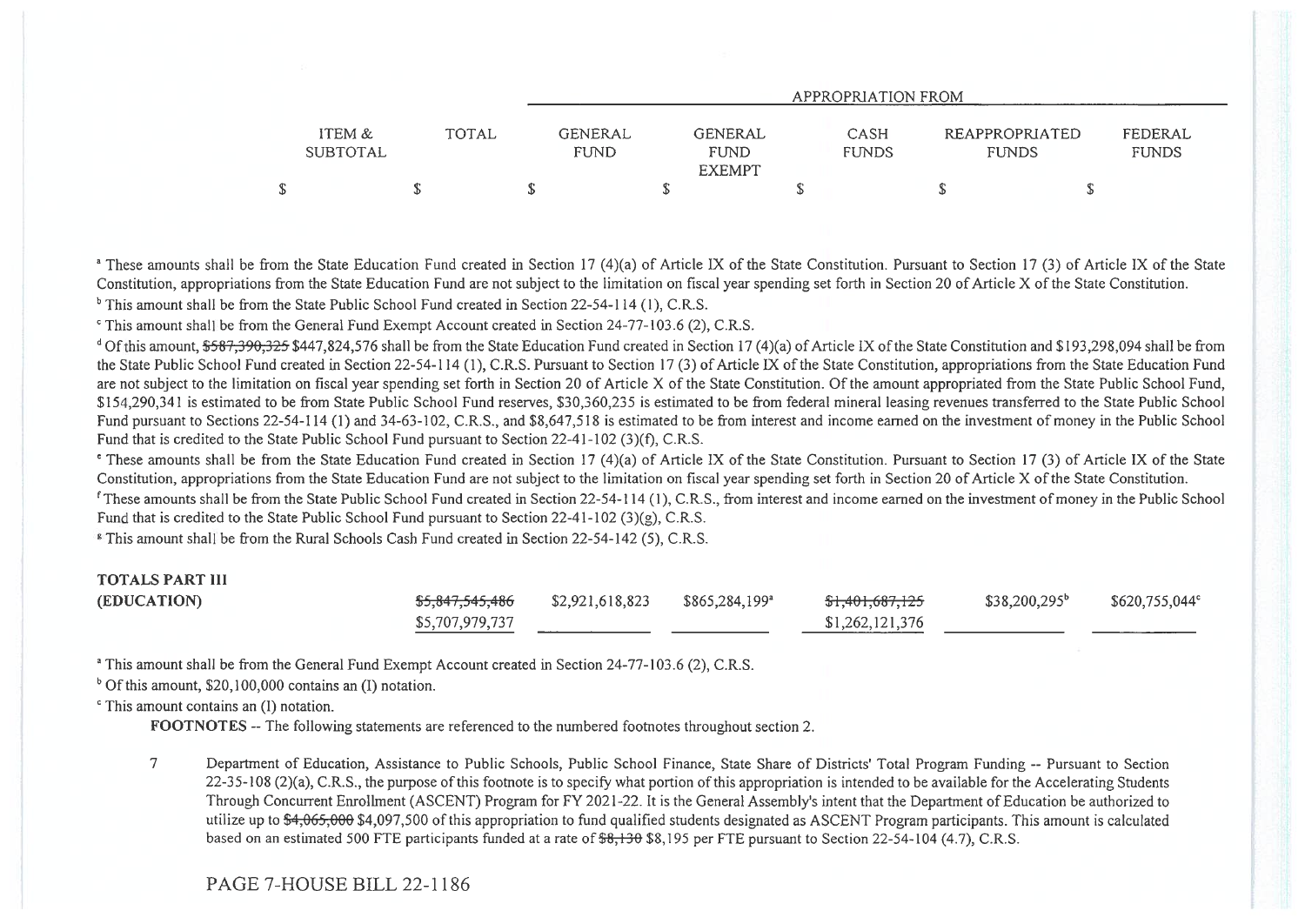| ITEM & SUBTOTAL | TOTAL | APPROPRIATION FROM GENERAL FUND | GENERAL FUND EXEMPT | CASH FUNDS | REAPPROPRIATED FUNDS | FEDERAL FUNDS |
|---|---|---|---|---|---|---|
| $ | $ | $ | $ | $ | $ | $ |

[a] These amounts shall be from the State Education Fund created in Section 17 (4)(a) of Article IX of the State Constitution. Pursuant to Section 17 (3) of Article IX of the State Constitution, appropriations from the State Education Fund are not subject to the limitation on fiscal year spending set forth in Section 20 of Article X of the State Constitution.

[b] This amount shall be from the State Public School Fund created in Section 22-54-114 (1), C.R.S.

[c] This amount shall be from the General Fund Exempt Account created in Section 24-77-103.6 (2), C.R.S.

[d] Of this amount, ~~$587,390,325~~ $447,824,576 shall be from the State Education Fund created in Section 17 (4)(a) of Article IX of the State Constitution and $193,298,094 shall be from the State Public School Fund created in Section 22-54-114 (1), C.R.S. Pursuant to Section 17 (3) of Article IX of the State Constitution, appropriations from the State Education Fund are not subject to the limitation on fiscal year spending set forth in Section 20 of Article X of the State Constitution. Of the amount appropriated from the State Public School Fund, $154,290,341 is estimated to be from State Public School Fund reserves, $30,360,235 is estimated to be from federal mineral leasing revenues transferred to the State Public School Fund pursuant to Sections 22-54-114 (1) and 34-63-102, C.R.S., and $8,647,518 is estimated to be from interest and income earned on the investment of money in the Public School Fund that is credited to the State Public School Fund pursuant to Section 22-41-102 (3)(f), C.R.S.

[e] These amounts shall be from the State Education Fund created in Section 17 (4)(a) of Article IX of the State Constitution. Pursuant to Section 17 (3) of Article IX of the State Constitution, appropriations from the State Education Fund are not subject to the limitation on fiscal year spending set forth in Section 20 of Article X of the State Constitution.

[f] These amounts shall be from the State Public School Fund created in Section 22-54-114 (1), C.R.S., from interest and income earned on the investment of money in the Public School Fund that is credited to the State Public School Fund pursuant to Section 22-41-102 (3)(g), C.R.S.

[g] This amount shall be from the Rural Schools Cash Fund created in Section 22-54-142 (5), C.R.S.

| | TOTAL | GENERAL FUND | GENERAL FUND EXEMPT | CASH FUNDS | REAPPROPRIATED FUNDS | FEDERAL FUNDS |
|---|---|---|---|---|---|---|
| **TOTALS PART III (EDUCATION)** | ~~$5,847,545,486~~ $5,707,979,737 | $2,921,618,823 | $865,284,199[a] | ~~$1,401,687,125~~ $1,262,121,376 | $38,200,295[b] | $620,755,044[c] |

[a] This amount shall be from the General Fund Exempt Account created in Section 24-77-103.6 (2), C.R.S.

[b] Of this amount, $20,100,000 contains an (I) notation.

[c] This amount contains an (I) notation.

**FOOTNOTES** -- The following statements are referenced to the numbered footnotes throughout section 2.

7 Department of Education, Assistance to Public Schools, Public School Finance, State Share of Districts' Total Program Funding -- Pursuant to Section 22-35-108 (2)(a), C.R.S., the purpose of this footnote is to specify what portion of this appropriation is intended to be available for the Accelerating Students Through Concurrent Enrollment (ASCENT) Program for FY 2021-22. It is the General Assembly's intent that the Department of Education be authorized to utilize up to ~~$4,065,000~~ $4,097,500 of this appropriation to fund qualified students designated as ASCENT Program participants. This amount is calculated based on an estimated 500 FTE participants funded at a rate of ~~$8,130~~ $8,195 per FTE pursuant to Section 22-54-104 (4.7), C.R.S.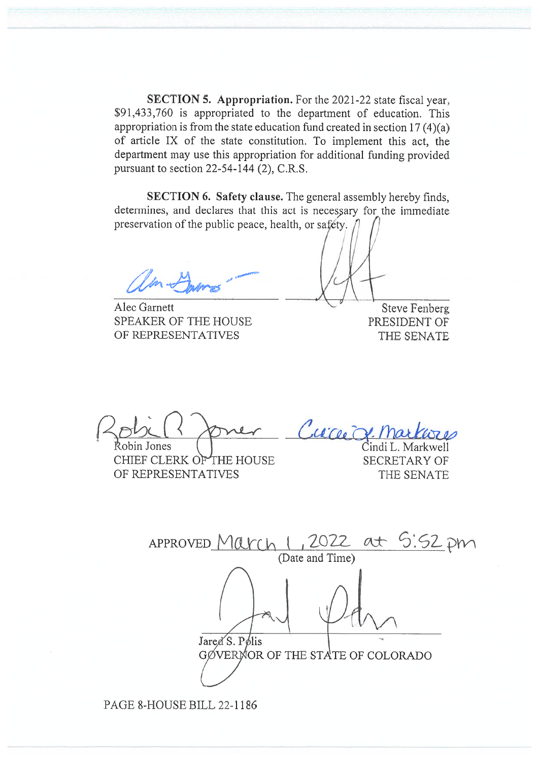**SECTION 5. Appropriation.** For the 2021-22 state fiscal year, $91,433,760 is appropriated to the department of education. This appropriation is from the state education fund created in section 17 (4)(a) of article IX of the state constitution. To implement this act, the department may use this appropriation for additional funding provided pursuant to section 22-54-144 (2), C.R.S.

**SECTION 6. Safety clause.** The general assembly hereby finds, determines, and declares that this act is necessary for the immediate preservation of the public peace, health, or safety.

| | |
|---|---|
| Alec Garnett<br>SPEAKER OF THE HOUSE<br>OF REPRESENTATIVES | Steve Fenberg<br>PRESIDENT OF<br>THE SENATE |
| Robin Jones<br>CHIEF CLERK OF THE HOUSE<br>OF REPRESENTATIVES | Cindi L. Markwell<br>SECRETARY OF<br>THE SENATE |

APPROVED March 1, 2022 at 5:52 pm
(Date and Time)

Jared S. Polis
GOVERNOR OF THE STATE OF COLORADO

PAGE 8-HOUSE BILL 22-1186